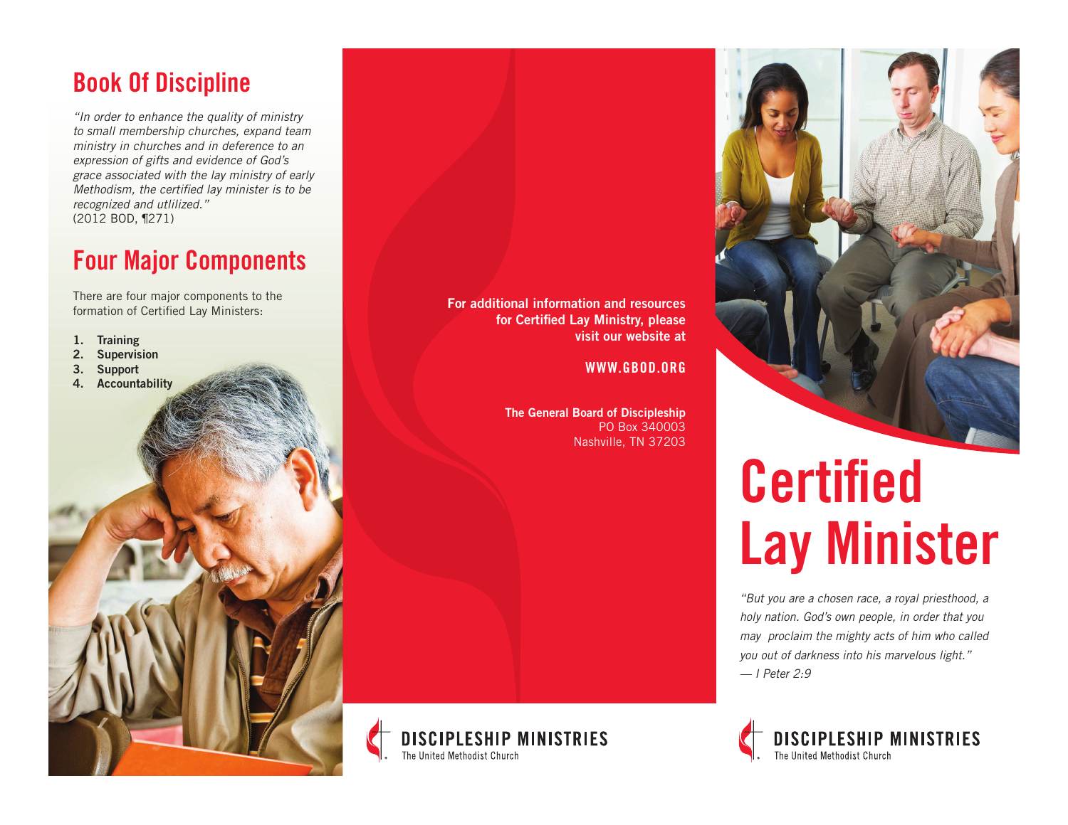## Book Of Discipline

*"In order to enhance the quality of ministry to small membership churches, expand team ministry in churches and in deference to an expression of gifts and evidence of God's grace associated with the lay ministry of early Methodism, the certified lay minister is to be recognized and utlilized."*
(2012 BOD, ¶271)

## Four Major Components

There are four major components to the formation of Certified Lay Ministers:

1. **Training**
2. **Supervision**
3. **Support**
4. **Accountability**

**For additional information and resources for Certified Lay Ministry, please visit our website at**

**WWW.GBOD.ORG**

**The General Board of Discipleship**
PO Box 340003
Nashville, TN 37203

DISCIPLESHIP MINISTRIES
The United Methodist Church

# Certified Lay Minister

*"But you are a chosen race, a royal priesthood, a holy nation. God's own people, in order that you may proclaim the mighty acts of him who called you out of darkness into his marvelous light."*
*— I Peter 2:9*

DISCIPLESHIP MINISTRIES
The United Methodist Church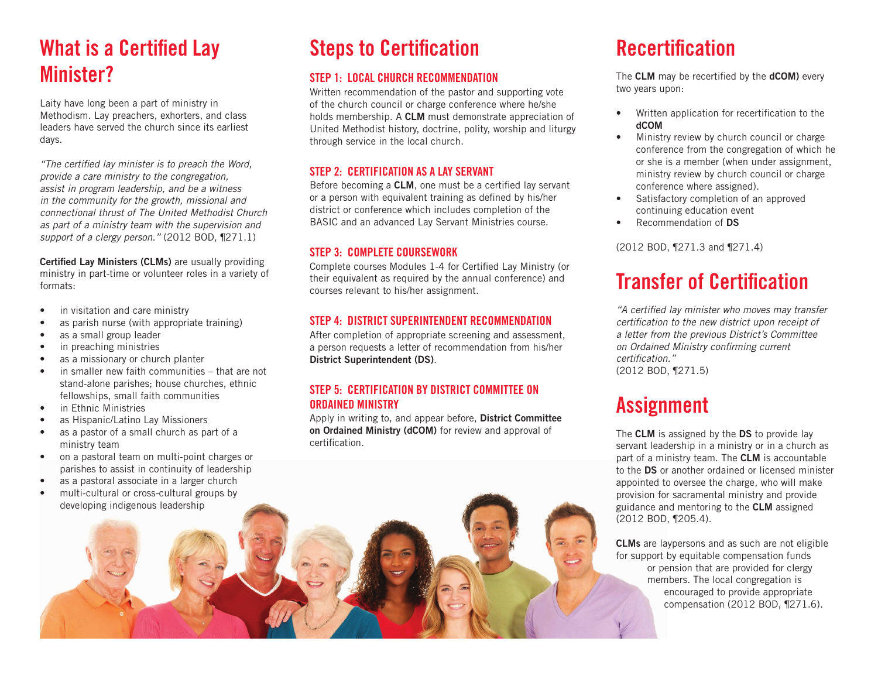# What is a Certified Lay Minister?

Laity have long been a part of ministry in Methodism. Lay preachers, exhorters, and class leaders have served the church since its earliest days.

*"The certified lay minister is to preach the Word, provide a care ministry to the congregation, assist in program leadership, and be a witness in the community for the growth, missional and connectional thrust of The United Methodist Church as part of a ministry team with the supervision and support of a clergy person."* (2012 BOD, ¶271.1)

**Certified Lay Ministers (CLMs)** are usually providing ministry in part-time or volunteer roles in a variety of formats:

- in visitation and care ministry
- as parish nurse (with appropriate training)
- as a small group leader
- in preaching ministries
- as a missionary or church planter
- in smaller new faith communities – that are not stand-alone parishes; house churches, ethnic fellowships, small faith communities
- in Ethnic Ministries
- as Hispanic/Latino Lay Missioners
- as a pastor of a small church as part of a ministry team
- on a pastoral team on multi-point charges or parishes to assist in continuity of leadership
- as a pastoral associate in a larger church
- multi-cultural or cross-cultural groups by developing indigenous leadership

# Steps to Certification

### STEP 1: LOCAL CHURCH RECOMMENDATION

Written recommendation of the pastor and supporting vote of the church council or charge conference where he/she holds membership. A **CLM** must demonstrate appreciation of United Methodist history, doctrine, polity, worship and liturgy through service in the local church.

### STEP 2: CERTIFICATION AS A LAY SERVANT

Before becoming a **CLM**, one must be a certified lay servant or a person with equivalent training as defined by his/her district or conference which includes completion of the BASIC and an advanced Lay Servant Ministries course.

### STEP 3: COMPLETE COURSEWORK

Complete courses Modules 1-4 for Certified Lay Ministry (or their equivalent as required by the annual conference) and courses relevant to his/her assignment.

### STEP 4: DISTRICT SUPERINTENDENT RECOMMENDATION

After completion of appropriate screening and assessment, a person requests a letter of recommendation from his/her **District Superintendent (DS)**.

### STEP 5: CERTIFICATION BY DISTRICT COMMITTEE ON ORDAINED MINISTRY

Apply in writing to, and appear before, **District Committee on Ordained Ministry (dCOM)** for review and approval of certification.

# Recertification

The **CLM** may be recertified by the **dCOM)** every two years upon:

- Written application for recertification to the **dCOM**
- Ministry review by church council or charge conference from the congregation of which he or she is a member (when under assignment, ministry review by church council or charge conference where assigned).
- Satisfactory completion of an approved continuing education event
- Recommendation of **DS**

(2012 BOD, ¶271.3 and ¶271.4)

# Transfer of Certification

*"A certified lay minister who moves may transfer certification to the new district upon receipt of a letter from the previous District's Committee on Ordained Ministry confirming current certification."*
(2012 BOD, ¶271.5)

# Assignment

The **CLM** is assigned by the **DS** to provide lay servant leadership in a ministry or in a church as part of a ministry team. The **CLM** is accountable to the **DS** or another ordained or licensed minister appointed to oversee the charge, who will make provision for sacramental ministry and provide guidance and mentoring to the **CLM** assigned (2012 BOD, ¶205.4).

**CLMs** are laypersons and as such are not eligible for support by equitable compensation funds or pension that are provided for clergy members. The local congregation is encouraged to provide appropriate compensation (2012 BOD, ¶271.6).